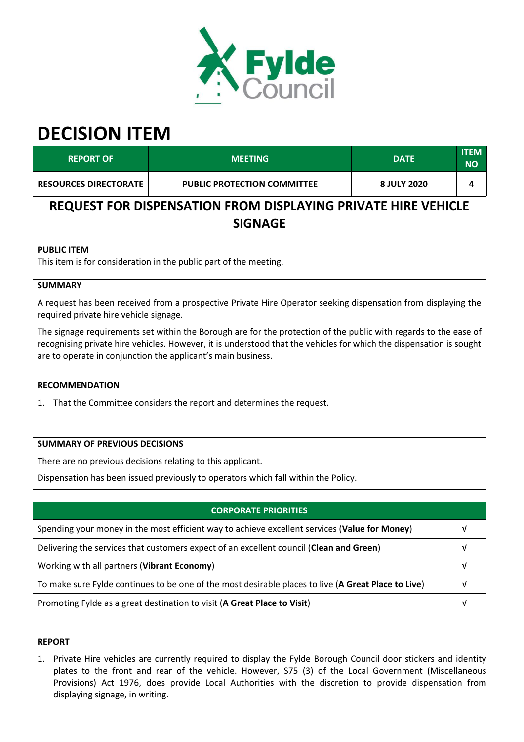# DECISION ITEM

| REPORT OF | MEETING | DATE | ITEM NO |
|---|---|---|---|
| RESOURCES DIRECTORATE | PUBLIC PROTECTION COMMITTEE | 8 JULY 2020 | 4 |

## REQUEST FOR DISPENSATION FROM DISPLAYING PRIVATE HIRE VEHICLE SIGNAGE

**PUBLIC ITEM**

This item is for consideration in the public part of the meeting.

**SUMMARY**

A request has been received from a prospective Private Hire Operator seeking dispensation from displaying the required private hire vehicle signage.

The signage requirements set within the Borough are for the protection of the public with regards to the ease of recognising private hire vehicles. However, it is understood that the vehicles for which the dispensation is sought are to operate in conjunction the applicant's main business.

**RECOMMENDATION**

1. That the Committee considers the report and determines the request.

**SUMMARY OF PREVIOUS DECISIONS**

There are no previous decisions relating to this applicant.

Dispensation has been issued previously to operators which fall within the Policy.

| CORPORATE PRIORITIES | |
|---|---|
| Spending your money in the most efficient way to achieve excellent services (**Value for Money**) | √ |
| Delivering the services that customers expect of an excellent council (**Clean and Green**) | √ |
| Working with all partners (**Vibrant Economy**) | √ |
| To make sure Fylde continues to be one of the most desirable places to live (**A Great Place to Live**) | √ |
| Promoting Fylde as a great destination to visit (**A Great Place to Visit**) | √ |

**REPORT**

1. Private Hire vehicles are currently required to display the Fylde Borough Council door stickers and identity plates to the front and rear of the vehicle. However, S75 (3) of the Local Government (Miscellaneous Provisions) Act 1976, does provide Local Authorities with the discretion to provide dispensation from displaying signage, in writing.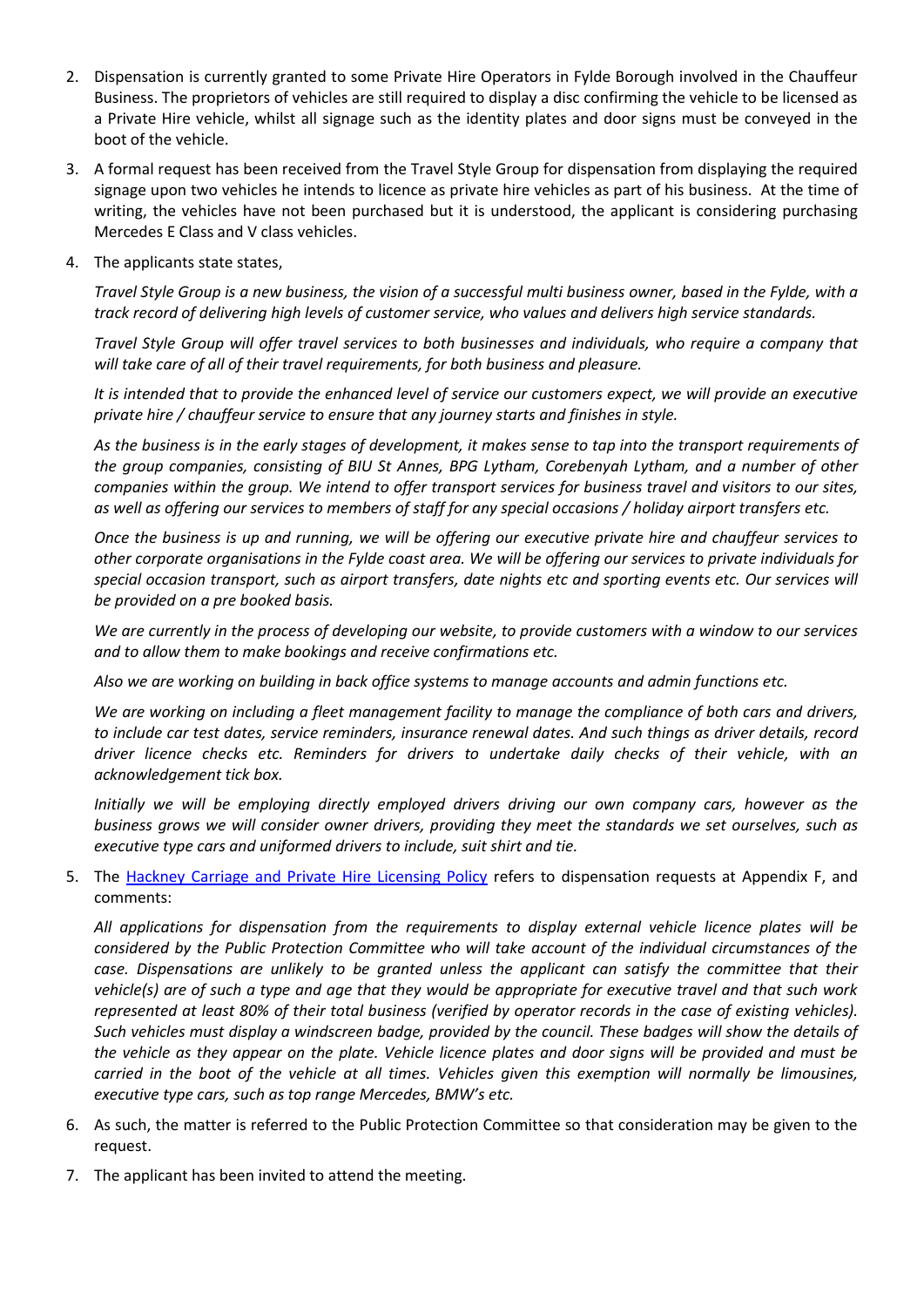2. Dispensation is currently granted to some Private Hire Operators in Fylde Borough involved in the Chauffeur Business. The proprietors of vehicles are still required to display a disc confirming the vehicle to be licensed as a Private Hire vehicle, whilst all signage such as the identity plates and door signs must be conveyed in the boot of the vehicle.

3. A formal request has been received from the Travel Style Group for dispensation from displaying the required signage upon two vehicles he intends to licence as private hire vehicles as part of his business. At the time of writing, the vehicles have not been purchased but it is understood, the applicant is considering purchasing Mercedes E Class and V class vehicles.

4. The applicants state states,

   *Travel Style Group is a new business, the vision of a successful multi business owner, based in the Fylde, with a track record of delivering high levels of customer service, who values and delivers high service standards.*

   *Travel Style Group will offer travel services to both businesses and individuals, who require a company that will take care of all of their travel requirements, for both business and pleasure.*

   *It is intended that to provide the enhanced level of service our customers expect, we will provide an executive private hire / chauffeur service to ensure that any journey starts and finishes in style.*

   *As the business is in the early stages of development, it makes sense to tap into the transport requirements of the group companies, consisting of BIU St Annes, BPG Lytham, Corebenyah Lytham, and a number of other companies within the group. We intend to offer transport services for business travel and visitors to our sites, as well as offering our services to members of staff for any special occasions / holiday airport transfers etc.*

   *Once the business is up and running, we will be offering our executive private hire and chauffeur services to other corporate organisations in the Fylde coast area. We will be offering our services to private individuals for special occasion transport, such as airport transfers, date nights etc and sporting events etc. Our services will be provided on a pre booked basis.*

   *We are currently in the process of developing our website, to provide customers with a window to our services and to allow them to make bookings and receive confirmations etc.*

   *Also we are working on building in back office systems to manage accounts and admin functions etc.*

   *We are working on including a fleet management facility to manage the compliance of both cars and drivers, to include car test dates, service reminders, insurance renewal dates. And such things as driver details, record driver licence checks etc. Reminders for drivers to undertake daily checks of their vehicle, with an acknowledgement tick box.*

   *Initially we will be employing directly employed drivers driving our own company cars, however as the business grows we will consider owner drivers, providing they meet the standards we set ourselves, such as executive type cars and uniformed drivers to include, suit shirt and tie.*

5. The Hackney Carriage and Private Hire Licensing Policy refers to dispensation requests at Appendix F, and comments:

   *All applications for dispensation from the requirements to display external vehicle licence plates will be considered by the Public Protection Committee who will take account of the individual circumstances of the case. Dispensations are unlikely to be granted unless the applicant can satisfy the committee that their vehicle(s) are of such a type and age that they would be appropriate for executive travel and that such work represented at least 80% of their total business (verified by operator records in the case of existing vehicles). Such vehicles must display a windscreen badge, provided by the council. These badges will show the details of the vehicle as they appear on the plate. Vehicle licence plates and door signs will be provided and must be carried in the boot of the vehicle at all times. Vehicles given this exemption will normally be limousines, executive type cars, such as top range Mercedes, BMW's etc.*

6. As such, the matter is referred to the Public Protection Committee so that consideration may be given to the request.

7. The applicant has been invited to attend the meeting.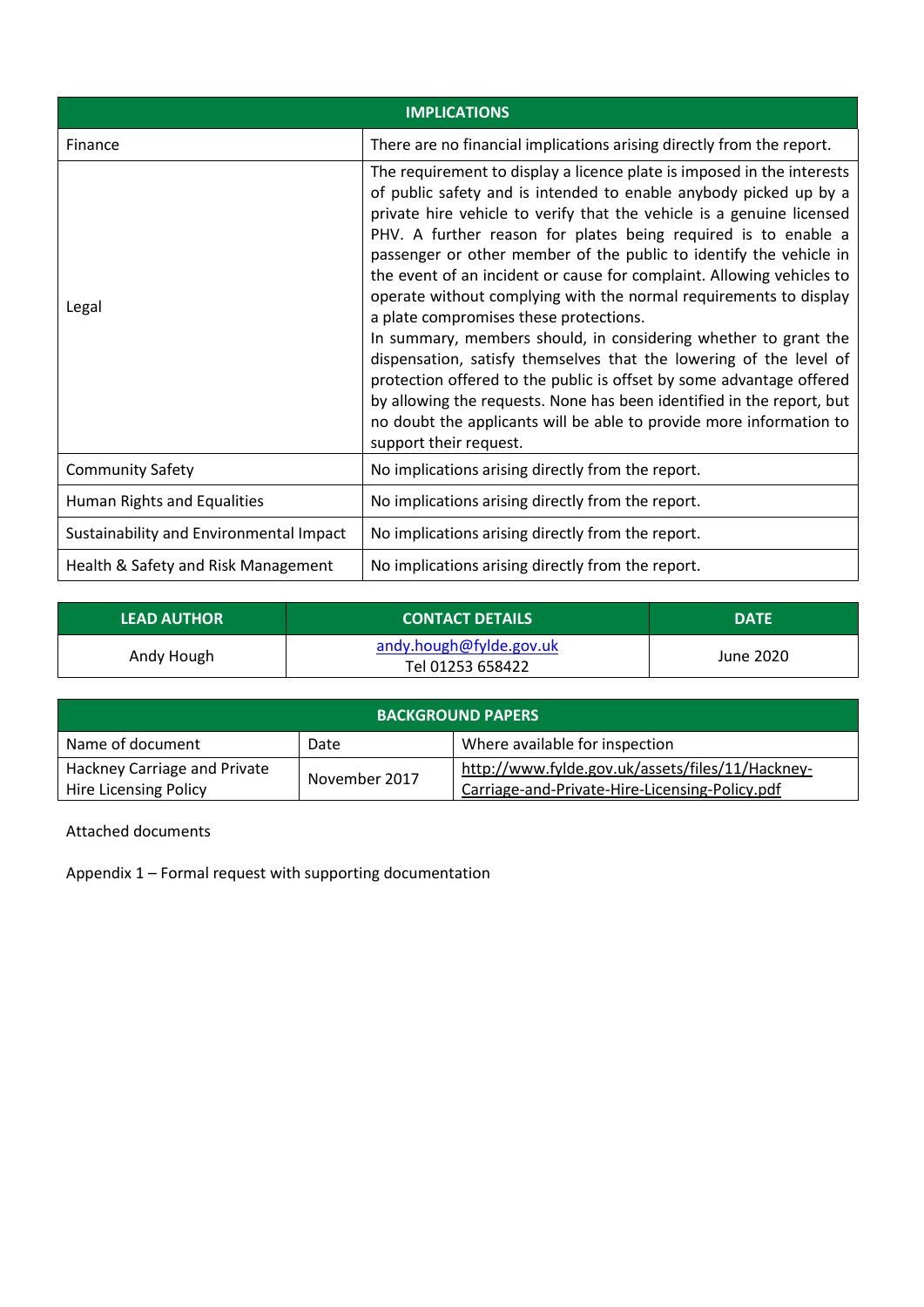| IMPLICATIONS | |
|---|---|
| Finance | There are no financial implications arising directly from the report. |
| Legal | The requirement to display a licence plate is imposed in the interests of public safety and is intended to enable anybody picked up by a private hire vehicle to verify that the vehicle is a genuine licensed PHV. A further reason for plates being required is to enable a passenger or other member of the public to identify the vehicle in the event of an incident or cause for complaint. Allowing vehicles to operate without complying with the normal requirements to display a plate compromises these protections.<br>In summary, members should, in considering whether to grant the dispensation, satisfy themselves that the lowering of the level of protection offered to the public is offset by some advantage offered by allowing the requests. None has been identified in the report, but no doubt the applicants will be able to provide more information to support their request. |
| Community Safety | No implications arising directly from the report. |
| Human Rights and Equalities | No implications arising directly from the report. |
| Sustainability and Environmental Impact | No implications arising directly from the report. |
| Health & Safety and Risk Management | No implications arising directly from the report. |

| LEAD AUTHOR | CONTACT DETAILS | DATE |
|---|---|---|
| Andy Hough | andy.hough@fylde.gov.uk<br>Tel 01253 658422 | June 2020 |

| BACKGROUND PAPERS | | |
|---|---|---|
| Name of document | Date | Where available for inspection |
| Hackney Carriage and Private Hire Licensing Policy | November 2017 | http://www.fylde.gov.uk/assets/files/11/Hackney-Carriage-and-Private-Hire-Licensing-Policy.pdf |

Attached documents

Appendix 1 – Formal request with supporting documentation